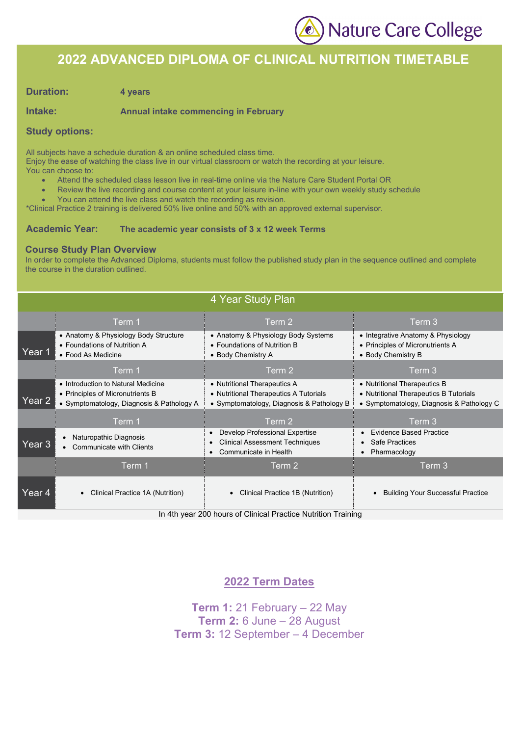Nature Care College

# 2022 ADVANCED DIPLOMA OF CLINICAL NUTRITION TIMETABLE

**Duration:** **4 years**

**Intake:** **Annual intake commencing in February**

**Study options:**

All subjects have a schedule duration & an online scheduled class time.
Enjoy the ease of watching the class live in our virtual classroom or watch the recording at your leisure.
You can choose to:

- Attend the scheduled class lesson live in real-time online via the Nature Care Student Portal OR
- Review the live recording and course content at your leisure in-line with your own weekly study schedule
- You can attend the live class and watch the recording as revision.

*Clinical Practice 2 training is delivered 50% live online and 50% with an approved external supervisor.

**Academic Year:** **The academic year consists of 3 x 12 week Terms**

## Course Study Plan Overview

In order to complete the Advanced Diploma, students must follow the published study plan in the sequence outlined and complete the course in the duration outlined.

## 4 Year Study Plan

| | Term 1 | Term 2 | Term 3 |
|---|---|---|---|
| Year 1 | • Anatomy & Physiology Body Structure<br>• Foundations of Nutrition A<br>• Food As Medicine | • Anatomy & Physiology Body Systems<br>• Foundations of Nutrition B<br>• Body Chemistry A | • Integrative Anatomy & Physiology<br>• Principles of Micronutrients A<br>• Body Chemistry B |
| | **Term 1** | **Term 2** | **Term 3** |
| Year 2 | • Introduction to Natural Medicine<br>• Principles of Micronutrients B<br>• Symptomatology, Diagnosis & Pathology A | • Nutritional Therapeutics A<br>• Nutritional Therapeutics A Tutorials<br>• Symptomatology, Diagnosis & Pathology B | • Nutritional Therapeutics B<br>• Nutritional Therapeutics B Tutorials<br>• Symptomatology, Diagnosis & Pathology C |
| | **Term 1** | **Term 2** | **Term 3** |
| Year 3 | • Naturopathic Diagnosis<br>• Communicate with Clients | • Develop Professional Expertise<br>• Clinical Assessment Techniques<br>• Communicate in Health | • Evidence Based Practice<br>• Safe Practices<br>• Pharmacology |
| | **Term 1** | **Term 2** | **Term 3** |
| Year 4 | • Clinical Practice 1A (Nutrition) | • Clinical Practice 1B (Nutrition) | • Building Your Successful Practice |

In 4th year 200 hours of Clinical Practice Nutrition Training

## 2022 Term Dates

**Term 1:** 21 February – 22 May
**Term 2:** 6 June – 28 August
**Term 3:** 12 September – 4 December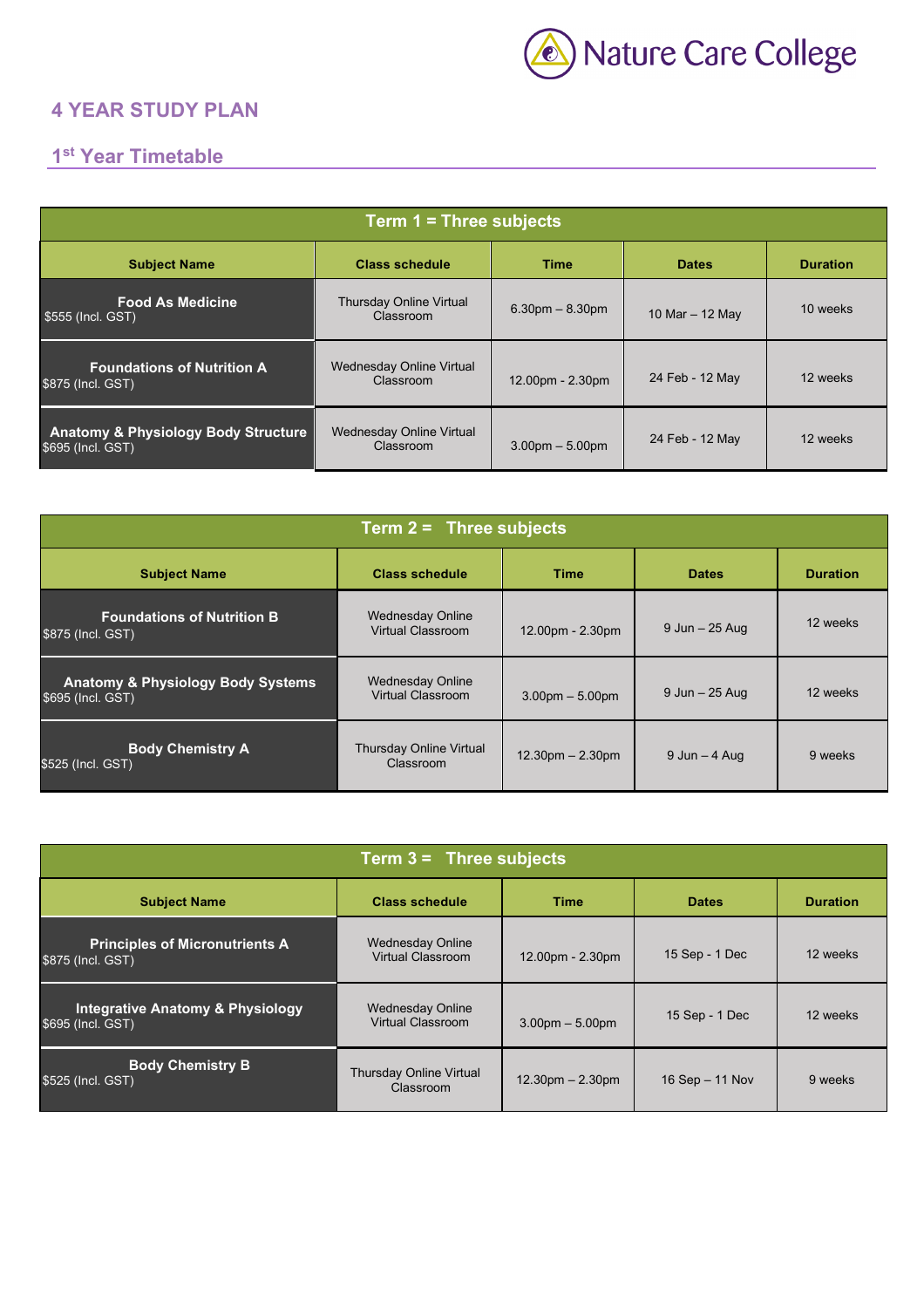Nature Care College

## 4 YEAR STUDY PLAN

### 1st Year Timetable

| Term 1 = Three subjects | | | | |
|---|---|---|---|---|
| **Subject Name** | **Class schedule** | **Time** | **Dates** | **Duration** |
| **Food As Medicine** $555 (Incl. GST) | Thursday Online Virtual Classroom | 6.30pm – 8.30pm | 10 Mar – 12 May | 10 weeks |
| **Foundations of Nutrition A** $875 (Incl. GST) | Wednesday Online Virtual Classroom | 12.00pm - 2.30pm | 24 Feb - 12 May | 12 weeks |
| **Anatomy & Physiology Body Structure** $695 (Incl. GST) | Wednesday Online Virtual Classroom | 3.00pm – 5.00pm | 24 Feb - 12 May | 12 weeks |

| Term 2 = Three subjects | | | | |
|---|---|---|---|---|
| **Subject Name** | **Class schedule** | **Time** | **Dates** | **Duration** |
| **Foundations of Nutrition B** $875 (Incl. GST) | Wednesday Online Virtual Classroom | 12.00pm - 2.30pm | 9 Jun – 25 Aug | 12 weeks |
| **Anatomy & Physiology Body Systems** $695 (Incl. GST) | Wednesday Online Virtual Classroom | 3.00pm – 5.00pm | 9 Jun – 25 Aug | 12 weeks |
| **Body Chemistry A** $525 (Incl. GST) | Thursday Online Virtual Classroom | 12.30pm – 2.30pm | 9 Jun – 4 Aug | 9 weeks |

| Term 3 = Three subjects | | | | |
|---|---|---|---|---|
| **Subject Name** | **Class schedule** | **Time** | **Dates** | **Duration** |
| **Principles of Micronutrients A** $875 (Incl. GST) | Wednesday Online Virtual Classroom | 12.00pm - 2.30pm | 15 Sep - 1 Dec | 12 weeks |
| **Integrative Anatomy & Physiology** $695 (Incl. GST) | Wednesday Online Virtual Classroom | 3.00pm – 5.00pm | 15 Sep - 1 Dec | 12 weeks |
| **Body Chemistry B** $525 (Incl. GST) | Thursday Online Virtual Classroom | 12.30pm – 2.30pm | 16 Sep – 11 Nov | 9 weeks |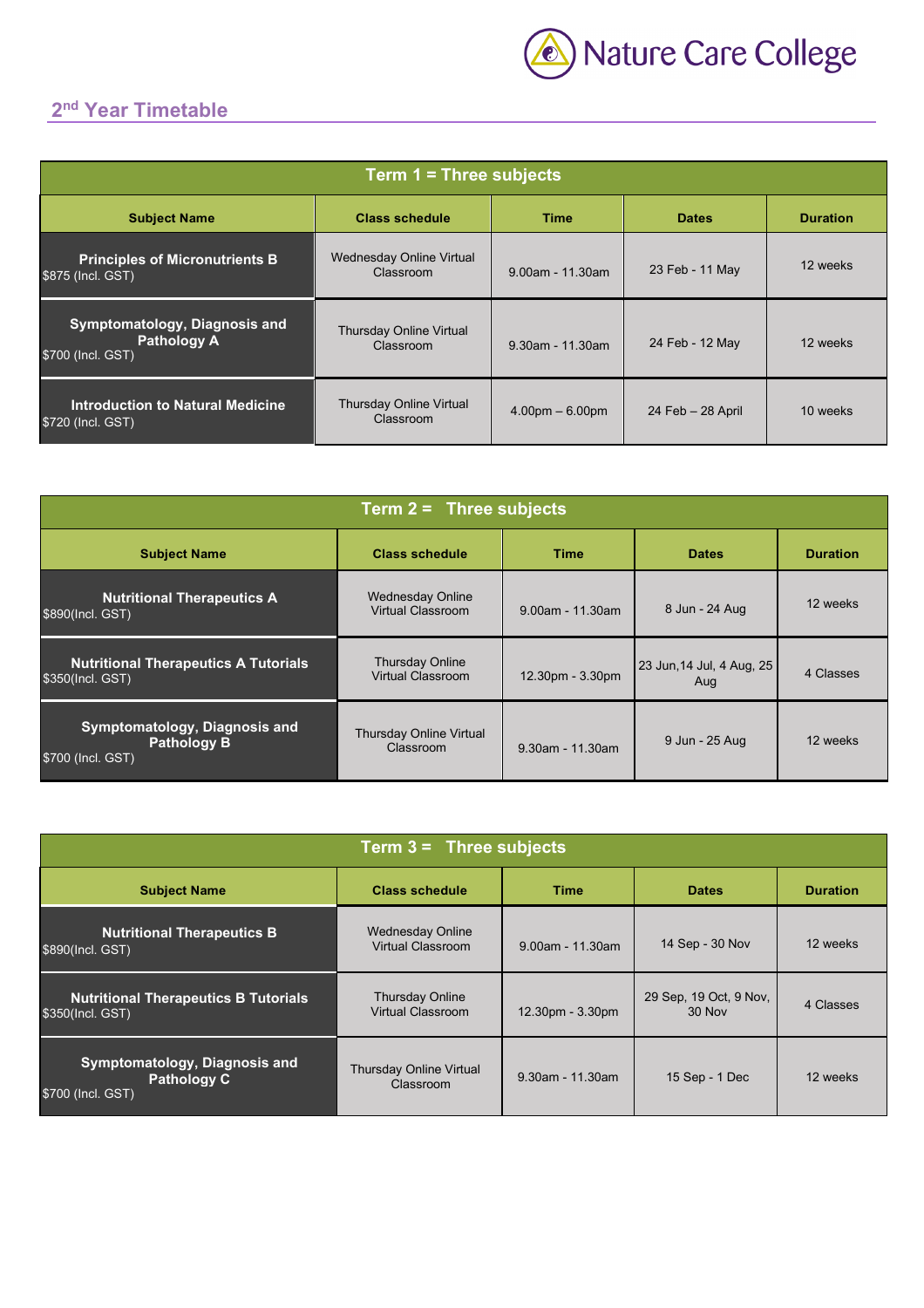## 2nd Year Timetable

| Term 1 = Three subjects | | | | |
|---|---|---|---|---|
| **Subject Name** | **Class schedule** | **Time** | **Dates** | **Duration** |
| **Principles of Micronutrients B** $875 (Incl. GST) | Wednesday Online Virtual Classroom | 9.00am - 11.30am | 23 Feb - 11 May | 12 weeks |
| **Symptomatology, Diagnosis and Pathology A** $700 (Incl. GST) | Thursday Online Virtual Classroom | 9.30am - 11.30am | 24 Feb - 12 May | 12 weeks |
| **Introduction to Natural Medicine** $720 (Incl. GST) | Thursday Online Virtual Classroom | 4.00pm – 6.00pm | 24 Feb – 28 April | 10 weeks |

| Term 2 = Three subjects | | | | |
|---|---|---|---|---|
| **Subject Name** | **Class schedule** | **Time** | **Dates** | **Duration** |
| **Nutritional Therapeutics A** $890(Incl. GST) | Wednesday Online Virtual Classroom | 9.00am - 11.30am | 8 Jun - 24 Aug | 12 weeks |
| **Nutritional Therapeutics A Tutorials** $350(Incl. GST) | Thursday Online Virtual Classroom | 12.30pm - 3.30pm | 23 Jun,14 Jul, 4 Aug, 25 Aug | 4 Classes |
| **Symptomatology, Diagnosis and Pathology B** $700 (Incl. GST) | Thursday Online Virtual Classroom | 9.30am - 11.30am | 9 Jun - 25 Aug | 12 weeks |

| Term 3 = Three subjects | | | | |
|---|---|---|---|---|
| **Subject Name** | **Class schedule** | **Time** | **Dates** | **Duration** |
| **Nutritional Therapeutics B** $890(Incl. GST) | Wednesday Online Virtual Classroom | 9.00am - 11.30am | 14 Sep - 30 Nov | 12 weeks |
| **Nutritional Therapeutics B Tutorials** $350(Incl. GST) | Thursday Online Virtual Classroom | 12.30pm - 3.30pm | 29 Sep, 19 Oct, 9 Nov, 30 Nov | 4 Classes |
| **Symptomatology, Diagnosis and Pathology C** $700 (Incl. GST) | Thursday Online Virtual Classroom | 9.30am - 11.30am | 15 Sep - 1 Dec | 12 weeks |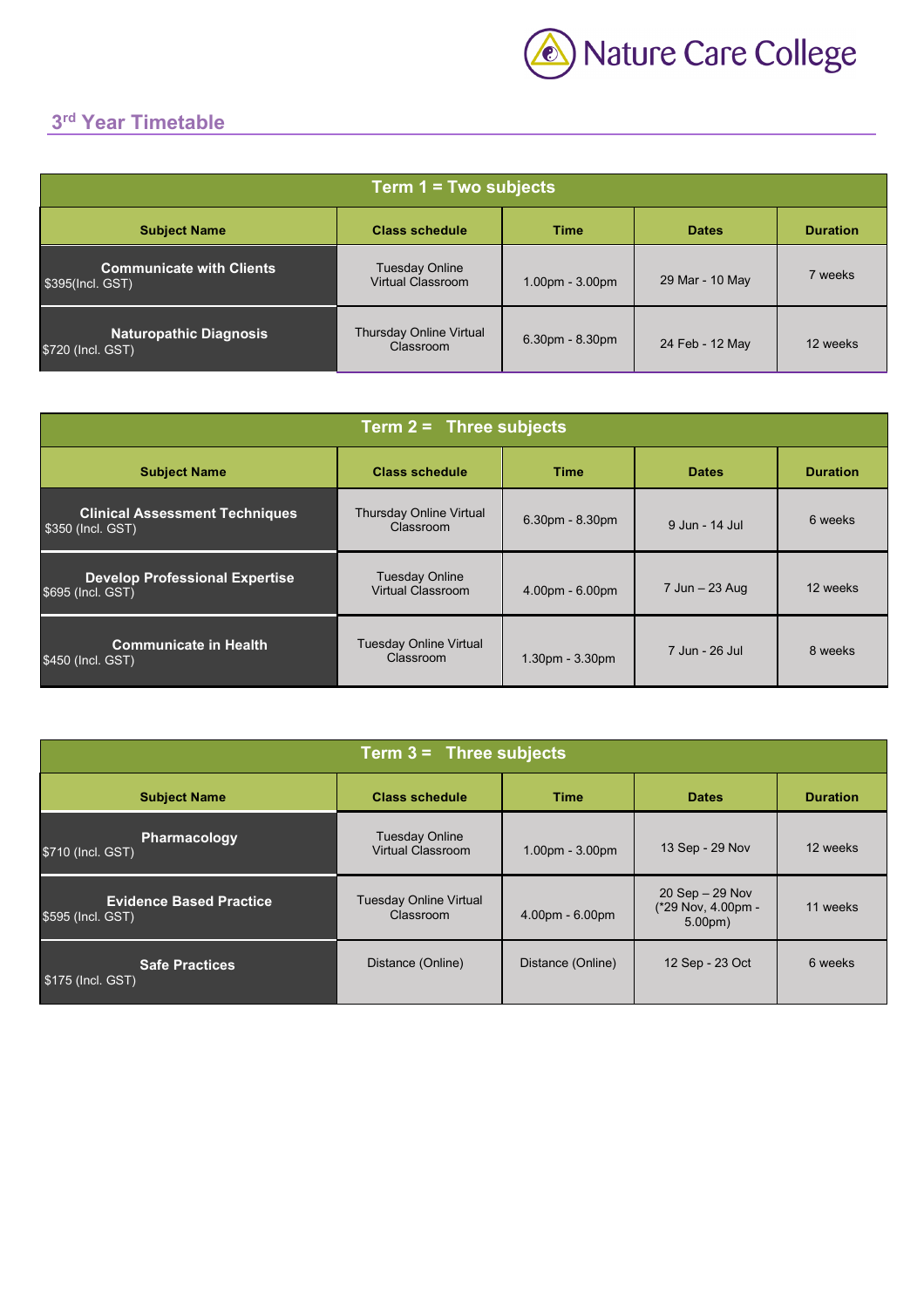Nature Care College

## 3rd Year Timetable

| Term 1 = Two subjects | | | | |
|---|---|---|---|---|
| **Subject Name** | **Class schedule** | **Time** | **Dates** | **Duration** |
| **Communicate with Clients** $395(Incl. GST) | Tuesday Online Virtual Classroom | 1.00pm - 3.00pm | 29 Mar - 10 May | 7 weeks |
| **Naturopathic Diagnosis** $720 (Incl. GST) | Thursday Online Virtual Classroom | 6.30pm - 8.30pm | 24 Feb - 12 May | 12 weeks |

| Term 2 = Three subjects | | | | |
|---|---|---|---|---|
| **Subject Name** | **Class schedule** | **Time** | **Dates** | **Duration** |
| **Clinical Assessment Techniques** $350 (Incl. GST) | Thursday Online Virtual Classroom | 6.30pm - 8.30pm | 9 Jun - 14 Jul | 6 weeks |
| **Develop Professional Expertise** $695 (Incl. GST) | Tuesday Online Virtual Classroom | 4.00pm - 6.00pm | 7 Jun – 23 Aug | 12 weeks |
| **Communicate in Health** $450 (Incl. GST) | Tuesday Online Virtual Classroom | 1.30pm - 3.30pm | 7 Jun - 26 Jul | 8 weeks |

| Term 3 = Three subjects | | | | |
|---|---|---|---|---|
| **Subject Name** | **Class schedule** | **Time** | **Dates** | **Duration** |
| **Pharmacology** $710 (Incl. GST) | Tuesday Online Virtual Classroom | 1.00pm - 3.00pm | 13 Sep - 29 Nov | 12 weeks |
| **Evidence Based Practice** $595 (Incl. GST) | Tuesday Online Virtual Classroom | 4.00pm - 6.00pm | 20 Sep – 29 Nov (*29 Nov, 4.00pm - 5.00pm) | 11 weeks |
| **Safe Practices** $175 (Incl. GST) | Distance (Online) | Distance (Online) | 12 Sep - 23 Oct | 6 weeks |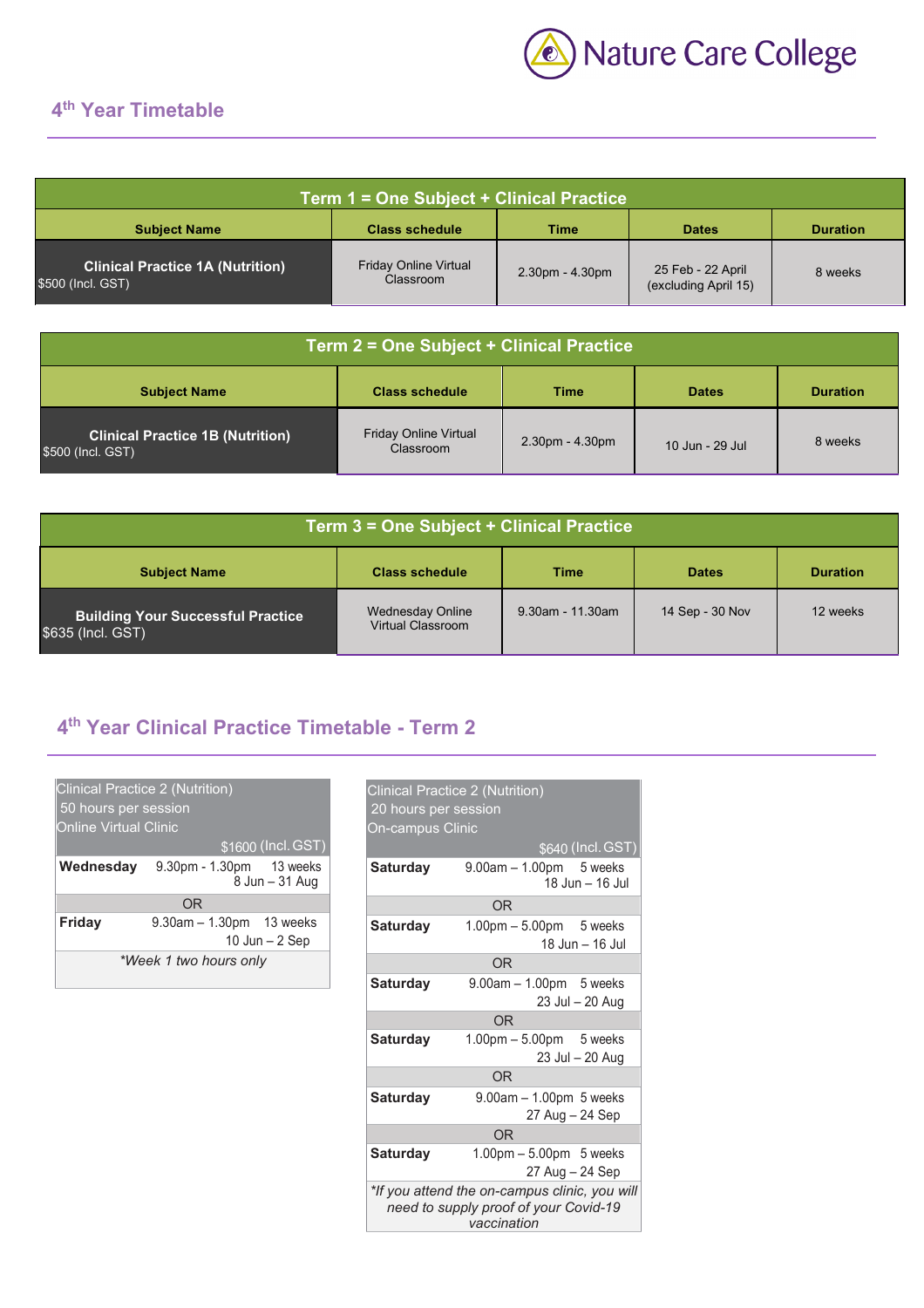## 4th Year Timetable

| Term 1 = One Subject + Clinical Practice | | | | |
|---|---|---|---|---|
| **Subject Name** | **Class schedule** | **Time** | **Dates** | **Duration** |
| **Clinical Practice 1A (Nutrition)** $500 (Incl. GST) | Friday Online Virtual Classroom | 2.30pm - 4.30pm | 25 Feb - 22 April (excluding April 15) | 8 weeks |

| Term 2 = One Subject + Clinical Practice | | | | |
|---|---|---|---|---|
| **Subject Name** | **Class schedule** | **Time** | **Dates** | **Duration** |
| **Clinical Practice 1B (Nutrition)** $500 (Incl. GST) | Friday Online Virtual Classroom | 2.30pm - 4.30pm | 10 Jun - 29 Jul | 8 weeks |

| Term 3 = One Subject + Clinical Practice | | | | |
|---|---|---|---|---|
| **Subject Name** | **Class schedule** | **Time** | **Dates** | **Duration** |
| **Building Your Successful Practice** $635 (Incl. GST) | Wednesday Online Virtual Classroom | 9.30am - 11.30am | 14 Sep - 30 Nov | 12 weeks |

## 4th Year Clinical Practice Timetable - Term 2

| Clinical Practice 2 (Nutrition) 50 hours per session Online Virtual Clinic $1600 (Incl. GST) | | | |
|---|---|---|---|
| **Wednesday** | 9.30pm - 1.30pm | 13 weeks | 8 Jun – 31 Aug |
| OR | | | |
| **Friday** | 9.30am – 1.30pm | 13 weeks | 10 Jun – 2 Sep |
| *\*Week 1 two hours only* | | | |

| Clinical Practice 2 (Nutrition) 20 hours per session On-campus Clinic $640 (Incl. GST) | | | |
|---|---|---|---|
| **Saturday** | 9.00am – 1.00pm | 5 weeks | 18 Jun – 16 Jul |
| OR | | | |
| **Saturday** | 1.00pm – 5.00pm | 5 weeks | 18 Jun – 16 Jul |
| OR | | | |
| **Saturday** | 9.00am – 1.00pm | 5 weeks | 23 Jul – 20 Aug |
| OR | | | |
| **Saturday** | 1.00pm – 5.00pm | 5 weeks | 23 Jul – 20 Aug |
| OR | | | |
| **Saturday** | 9.00am – 1.00pm | 5 weeks | 27 Aug – 24 Sep |
| OR | | | |
| **Saturday** | 1.00pm – 5.00pm | 5 weeks | 27 Aug – 24 Sep |
| *\*If you attend the on-campus clinic, you will need to supply proof of your Covid-19 vaccination* | | | |